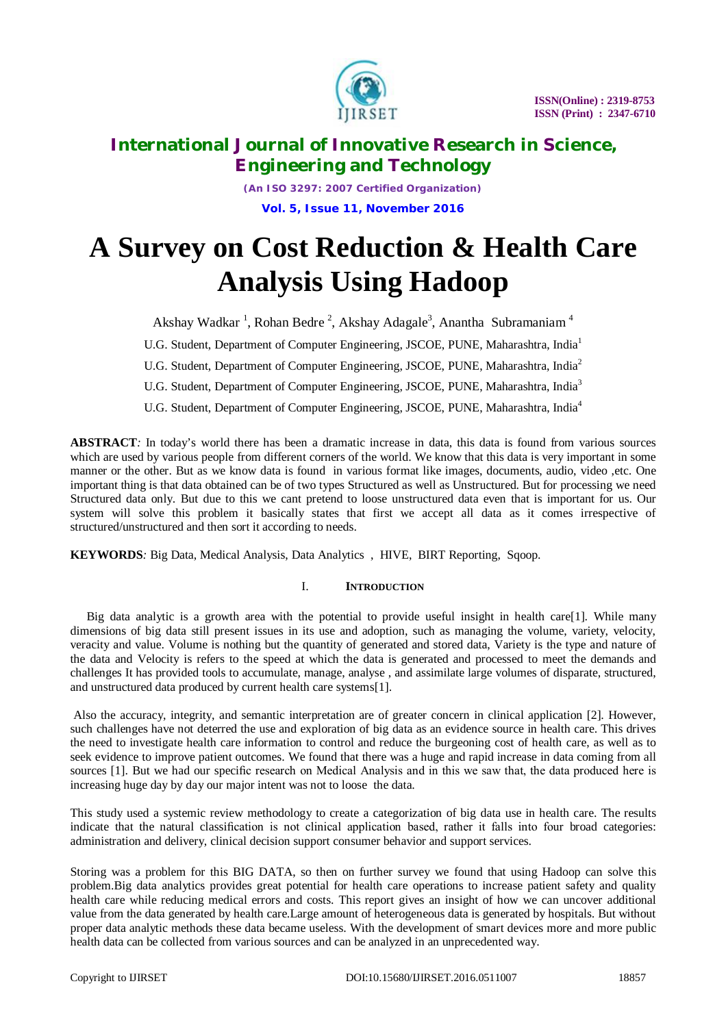# A Survey on Cost Reduction & Health Care Analysis Using Hadoop

Akshay Wadkar [1], Rohan Bedre [2], Akshay Adagale[3], Anantha Subramaniam [4]

U.G. Student, Department of Computer Engineering, JSCOE, PUNE, Maharashtra, India[1]

U.G. Student, Department of Computer Engineering, JSCOE, PUNE, Maharashtra, India[2]

U.G. Student, Department of Computer Engineering, JSCOE, PUNE, Maharashtra, India[3]

U.G. Student, Department of Computer Engineering, JSCOE, PUNE, Maharashtra, India[4]

**ABSTRACT***:* In today's world there has been a dramatic increase in data, this data is found from various sources which are used by various people from different corners of the world. We know that this data is very important in some manner or the other. But as we know data is found in various format like images, documents, audio, video ,etc. One important thing is that data obtained can be of two types Structured as well as Unstructured. But for processing we need Structured data only. But due to this we cant pretend to loose unstructured data even that is important for us. Our system will solve this problem it basically states that first we accept all data as it comes irrespective of structured/unstructured and then sort it according to needs.

**KEYWORDS***:* Big Data, Medical Analysis, Data Analytics , HIVE, BIRT Reporting, Sqoop.

## I. INTRODUCTION

Big data analytic is a growth area with the potential to provide useful insight in health care[1]. While many dimensions of big data still present issues in its use and adoption, such as managing the volume, variety, velocity, veracity and value. Volume is nothing but the quantity of generated and stored data, Variety is the type and nature of the data and Velocity is refers to the speed at which the data is generated and processed to meet the demands and challenges It has provided tools to accumulate, manage, analyse , and assimilate large volumes of disparate, structured, and unstructured data produced by current health care systems[1].

Also the accuracy, integrity, and semantic interpretation are of greater concern in clinical application [2]. However, such challenges have not deterred the use and exploration of big data as an evidence source in health care. This drives the need to investigate health care information to control and reduce the burgeoning cost of health care, as well as to seek evidence to improve patient outcomes. We found that there was a huge and rapid increase in data coming from all sources [1]. But we had our specific research on Medical Analysis and in this we saw that, the data produced here is increasing huge day by day our major intent was not to loose the data.

This study used a systemic review methodology to create a categorization of big data use in health care. The results indicate that the natural classification is not clinical application based, rather it falls into four broad categories: administration and delivery, clinical decision support consumer behavior and support services.

Storing was a problem for this BIG DATA, so then on further survey we found that using Hadoop can solve this problem.Big data analytics provides great potential for health care operations to increase patient safety and quality health care while reducing medical errors and costs. This report gives an insight of how we can uncover additional value from the data generated by health care.Large amount of heterogeneous data is generated by hospitals. But without proper data analytic methods these data became useless. With the development of smart devices more and more public health data can be collected from various sources and can be analyzed in an unprecedented way.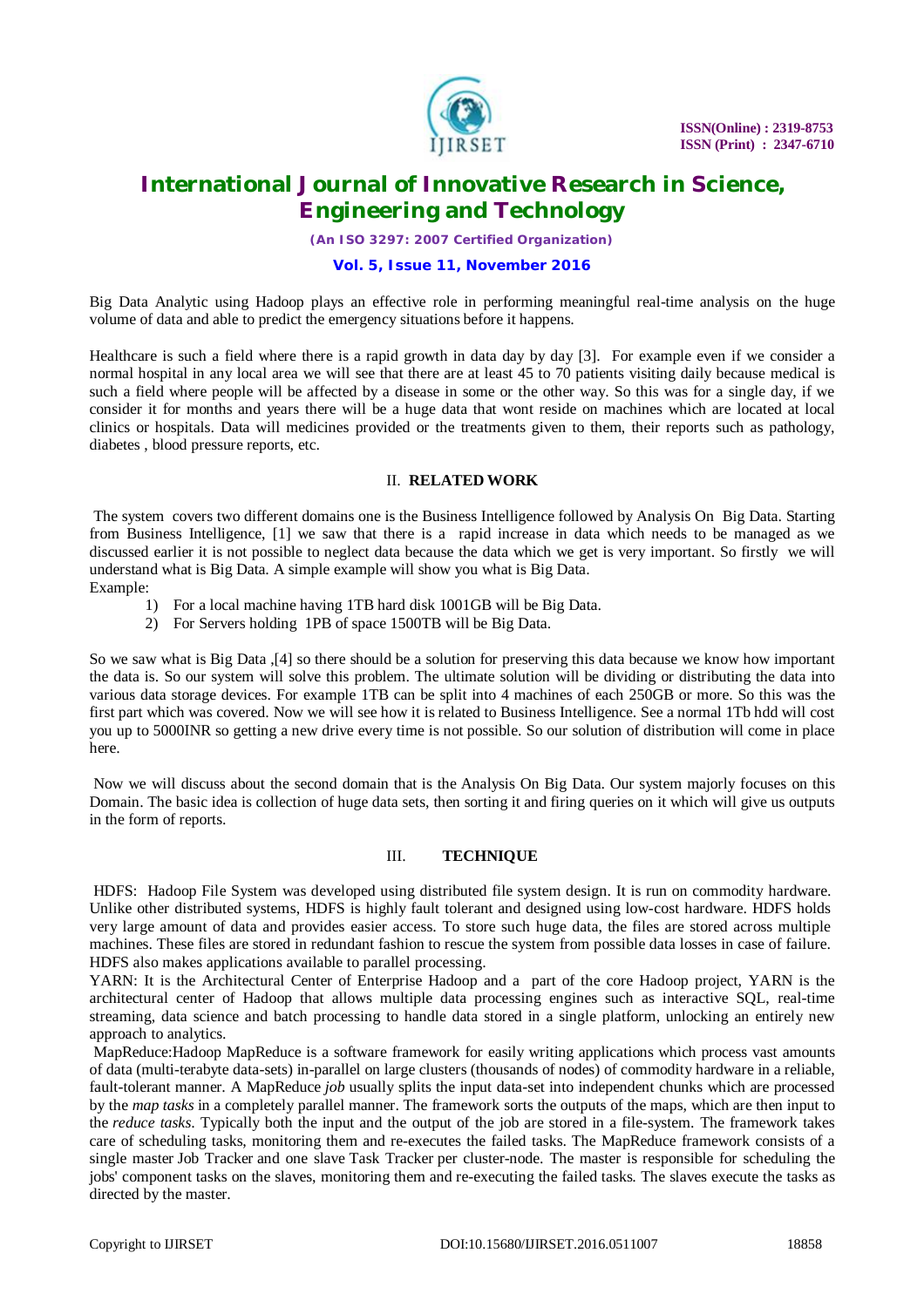Big Data Analytic using Hadoop plays an effective role in performing meaningful real-time analysis on the huge volume of data and able to predict the emergency situations before it happens.

Healthcare is such a field where there is a rapid growth in data day by day [3]. For example even if we consider a normal hospital in any local area we will see that there are at least 45 to 70 patients visiting daily because medical is such a field where people will be affected by a disease in some or the other way. So this was for a single day, if we consider it for months and years there will be a huge data that wont reside on machines which are located at local clinics or hospitals. Data will medicines provided or the treatments given to them, their reports such as pathology, diabetes , blood pressure reports, etc.

## II. RELATED WORK

The system covers two different domains one is the Business Intelligence followed by Analysis On Big Data. Starting from Business Intelligence, [1] we saw that there is a rapid increase in data which needs to be managed as we discussed earlier it is not possible to neglect data because the data which we get is very important. So firstly we will understand what is Big Data. A simple example will show you what is Big Data.

Example:

1) For a local machine having 1TB hard disk 1001GB will be Big Data.
2) For Servers holding 1PB of space 1500TB will be Big Data.

So we saw what is Big Data ,[4] so there should be a solution for preserving this data because we know how important the data is. So our system will solve this problem. The ultimate solution will be dividing or distributing the data into various data storage devices. For example 1TB can be split into 4 machines of each 250GB or more. So this was the first part which was covered. Now we will see how it is related to Business Intelligence. See a normal 1Tb hdd will cost you up to 5000INR so getting a new drive every time is not possible. So our solution of distribution will come in place here.

Now we will discuss about the second domain that is the Analysis On Big Data. Our system majorly focuses on this Domain. The basic idea is collection of huge data sets, then sorting it and firing queries on it which will give us outputs in the form of reports.

## III. TECHNIQUE

HDFS: Hadoop File System was developed using distributed file system design. It is run on commodity hardware. Unlike other distributed systems, HDFS is highly fault tolerant and designed using low-cost hardware. HDFS holds very large amount of data and provides easier access. To store such huge data, the files are stored across multiple machines. These files are stored in redundant fashion to rescue the system from possible data losses in case of failure. HDFS also makes applications available to parallel processing.

YARN: It is the Architectural Center of Enterprise Hadoop and a part of the core Hadoop project, YARN is the architectural center of Hadoop that allows multiple data processing engines such as interactive SQL, real-time streaming, data science and batch processing to handle data stored in a single platform, unlocking an entirely new approach to analytics.

MapReduce:Hadoop MapReduce is a software framework for easily writing applications which process vast amounts of data (multi-terabyte data-sets) in-parallel on large clusters (thousands of nodes) of commodity hardware in a reliable, fault-tolerant manner. A MapReduce *job* usually splits the input data-set into independent chunks which are processed by the *map tasks* in a completely parallel manner. The framework sorts the outputs of the maps, which are then input to the *reduce tasks*. Typically both the input and the output of the job are stored in a file-system. The framework takes care of scheduling tasks, monitoring them and re-executes the failed tasks. The MapReduce framework consists of a single master Job Tracker and one slave Task Tracker per cluster-node. The master is responsible for scheduling the jobs' component tasks on the slaves, monitoring them and re-executing the failed tasks. The slaves execute the tasks as directed by the master.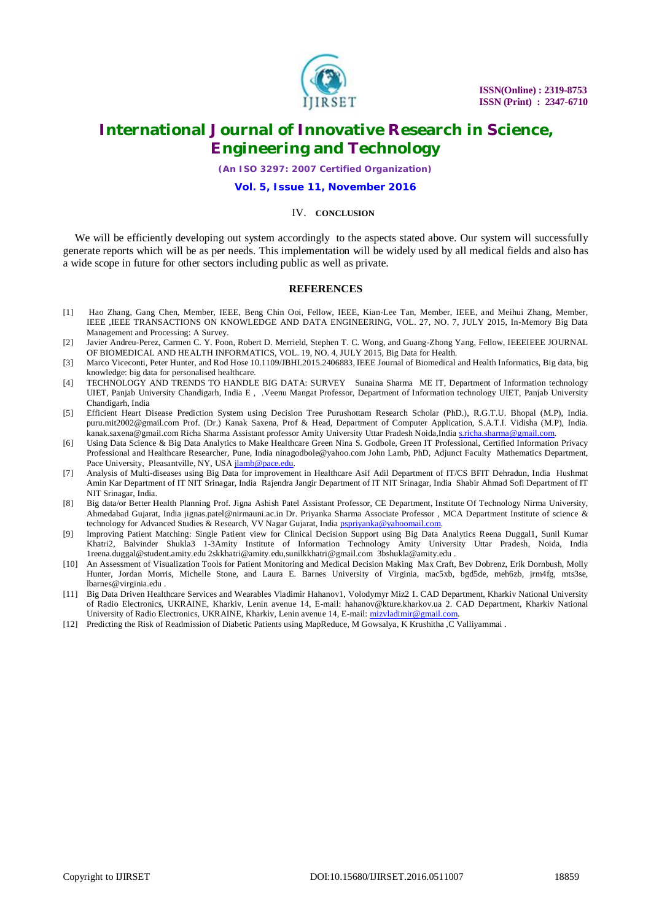## IV. CONCLUSION

We will be efficiently developing out system accordingly to the aspects stated above. Our system will successfully generate reports which will be as per needs. This implementation will be widely used by all medical fields and also has a wide scope in future for other sectors including public as well as private.

## REFERENCES

[1] Hao Zhang, Gang Chen, Member, IEEE, Beng Chin Ooi, Fellow, IEEE, Kian-Lee Tan, Member, IEEE, and Meihui Zhang, Member, IEEE ,IEEE TRANSACTIONS ON KNOWLEDGE AND DATA ENGINEERING, VOL. 27, NO. 7, JULY 2015, In-Memory Big Data Management and Processing: A Survey.

[2] Javier Andreu-Perez, Carmen C. Y. Poon, Robert D. Merrield, Stephen T. C. Wong, and Guang-Zhong Yang, Fellow, IEEEIEEE JOURNAL OF BIOMEDICAL AND HEALTH INFORMATICS, VOL. 19, NO. 4, JULY 2015, Big Data for Health.

[3] Marco Viceconti, Peter Hunter, and Rod Hose 10.1109/JBHI.2015.2406883, IEEE Journal of Biomedical and Health Informatics, Big data, big knowledge: big data for personalised healthcare.

[4] TECHNOLOGY AND TRENDS TO HANDLE BIG DATA: SURVEY Sunaina Sharma ME IT, Department of Information technology UIET, Panjab University Chandigarh, India E , .Veenu Mangat Professor, Department of Information technology UIET, Panjab University Chandigarh, India

[5] Efficient Heart Disease Prediction System using Decision Tree Purushottam Research Scholar (PhD.), R.G.T.U. Bhopal (M.P), India. puru.mit2002@gmail.com Prof. (Dr.) Kanak Saxena, Prof & Head, Department of Computer Application, S.A.T.I. Vidisha (M.P), India. kanak.saxena@gmail.com Richa Sharma Assistant professor Amity University Uttar Pradesh Noida,India s.richa.sharma@gmail.com.

[6] Using Data Science & Big Data Analytics to Make Healthcare Green Nina S. Godbole, Green IT Professional, Certified Information Privacy Professional and Healthcare Researcher, Pune, India ninagodbole@yahoo.com John Lamb, PhD, Adjunct Faculty Mathematics Department, Pace University, Pleasantville, NY, USA jlamb@pace.edu.

[7] Analysis of Multi-diseases using Big Data for improvement in Healthcare Asif Adil Department of IT/CS BFIT Dehradun, India Hushmat Amin Kar Department of IT NIT Srinagar, India Rajendra Jangir Department of IT NIT Srinagar, India Shabir Ahmad Sofi Department of IT NIT Srinagar, India.

[8] Big data/or Better Health Planning Prof. Jigna Ashish Patel Assistant Professor, CE Department, Institute Of Technology Nirma University, Ahmedabad Gujarat, India jignas.patel@nirmauni.ac.in Dr. Priyanka Sharma Associate Professor , MCA Department Institute of science & technology for Advanced Studies & Research, VV Nagar Gujarat, India pspriyanka@yahoomail.com.

[9] Improving Patient Matching: Single Patient view for Clinical Decision Support using Big Data Analytics Reena Duggal1, Sunil Kumar Khatri2, Balvinder Shukla3 1-3Amity Institute of Information Technology Amity University Uttar Pradesh, Noida, India 1reena.duggal@student.amity.edu 2skkhatri@amity.edu,sunilkkhatri@gmail.com 3bshukla@amity.edu .

[10] An Assessment of Visualization Tools for Patient Monitoring and Medical Decision Making Max Craft, Bev Dobrenz, Erik Dornbush, Molly Hunter, Jordan Morris, Michelle Stone, and Laura E. Barnes University of Virginia, mac5xb, bgd5de, meh6zb, jrm4fg, mts3se, lbarnes@virginia.edu .

[11] Big Data Driven Healthcare Services and Wearables Vladimir Hahanov1, Volodymyr Miz2 1. CAD Department, Kharkiv National University of Radio Electronics, UKRAINE, Kharkiv, Lenin avenue 14, E-mail: hahanov@kture.kharkov.ua 2. CAD Department, Kharkiv National University of Radio Electronics, UKRAINE, Kharkiv, Lenin avenue 14, E-mail: mizvladimir@gmail.com.

[12] Predicting the Risk of Readmission of Diabetic Patients using MapReduce, M Gowsalya, K Krushitha ,C Valliyammai .